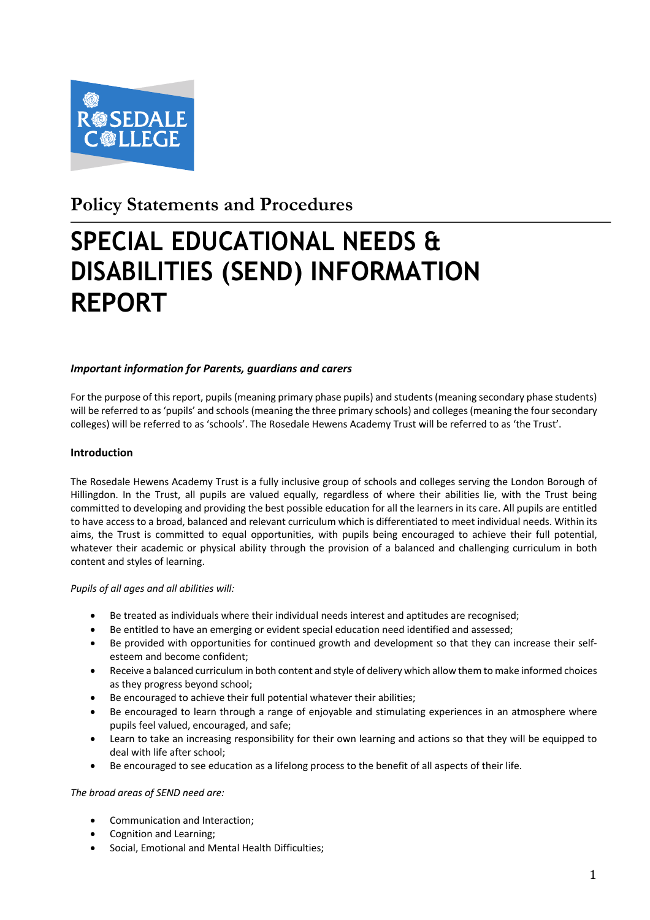ROSEDALE COLLEGE

## Policy Statements and Procedures

# SPECIAL EDUCATIONAL NEEDS & DISABILITIES (SEND) INFORMATION REPORT

***Important information for Parents, guardians and carers***

For the purpose of this report, pupils (meaning primary phase pupils) and students (meaning secondary phase students) will be referred to as 'pupils' and schools (meaning the three primary schools) and colleges (meaning the four secondary colleges) will be referred to as 'schools'. The Rosedale Hewens Academy Trust will be referred to as 'the Trust'.

**Introduction**

The Rosedale Hewens Academy Trust is a fully inclusive group of schools and colleges serving the London Borough of Hillingdon. In the Trust, all pupils are valued equally, regardless of where their abilities lie, with the Trust being committed to developing and providing the best possible education for all the learners in its care. All pupils are entitled to have access to a broad, balanced and relevant curriculum which is differentiated to meet individual needs. Within its aims, the Trust is committed to equal opportunities, with pupils being encouraged to achieve their full potential, whatever their academic or physical ability through the provision of a balanced and challenging curriculum in both content and styles of learning.

*Pupils of all ages and all abilities will:*

- Be treated as individuals where their individual needs interest and aptitudes are recognised;
- Be entitled to have an emerging or evident special education need identified and assessed;
- Be provided with opportunities for continued growth and development so that they can increase their self-esteem and become confident;
- Receive a balanced curriculum in both content and style of delivery which allow them to make informed choices as they progress beyond school;
- Be encouraged to achieve their full potential whatever their abilities;
- Be encouraged to learn through a range of enjoyable and stimulating experiences in an atmosphere where pupils feel valued, encouraged, and safe;
- Learn to take an increasing responsibility for their own learning and actions so that they will be equipped to deal with life after school;
- Be encouraged to see education as a lifelong process to the benefit of all aspects of their life.

*The broad areas of SEND need are:*

- Communication and Interaction;
- Cognition and Learning;
- Social, Emotional and Mental Health Difficulties;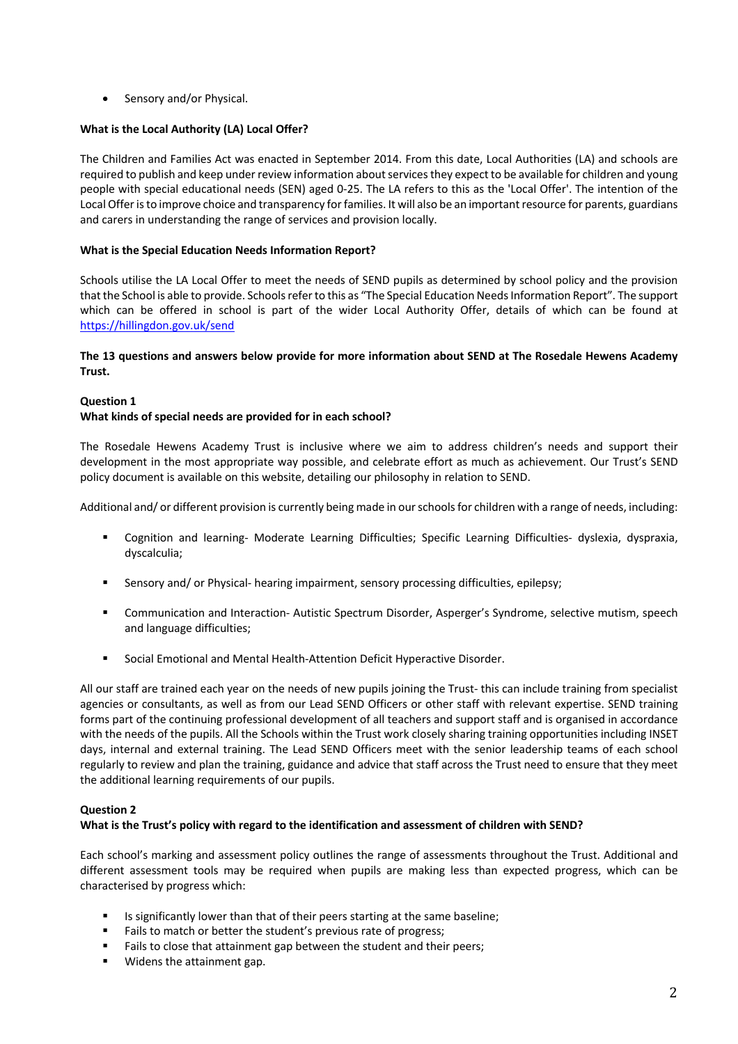- Sensory and/or Physical.

**What is the Local Authority (LA) Local Offer?**

The Children and Families Act was enacted in September 2014. From this date, Local Authorities (LA) and schools are required to publish and keep under review information about services they expect to be available for children and young people with special educational needs (SEN) aged 0-25. The LA refers to this as the 'Local Offer'. The intention of the Local Offer is to improve choice and transparency for families. It will also be an important resource for parents, guardians and carers in understanding the range of services and provision locally.

**What is the Special Education Needs Information Report?**

Schools utilise the LA Local Offer to meet the needs of SEND pupils as determined by school policy and the provision that the School is able to provide. Schools refer to this as "The Special Education Needs Information Report". The support which can be offered in school is part of the wider Local Authority Offer, details of which can be found at [https://hillingdon.gov.uk/send](https://hillingdon.gov.uk/send)

**The 13 questions and answers below provide for more information about SEND at The Rosedale Hewens Academy Trust.**

**Question 1**
**What kinds of special needs are provided for in each school?**

The Rosedale Hewens Academy Trust is inclusive where we aim to address children's needs and support their development in the most appropriate way possible, and celebrate effort as much as achievement. Our Trust's SEND policy document is available on this website, detailing our philosophy in relation to SEND.

Additional and/ or different provision is currently being made in our schools for children with a range of needs, including:

- Cognition and learning- Moderate Learning Difficulties; Specific Learning Difficulties- dyslexia, dyspraxia, dyscalculia;
- Sensory and/ or Physical- hearing impairment, sensory processing difficulties, epilepsy;
- Communication and Interaction- Autistic Spectrum Disorder, Asperger's Syndrome, selective mutism, speech and language difficulties;
- Social Emotional and Mental Health-Attention Deficit Hyperactive Disorder.

All our staff are trained each year on the needs of new pupils joining the Trust- this can include training from specialist agencies or consultants, as well as from our Lead SEND Officers or other staff with relevant expertise. SEND training forms part of the continuing professional development of all teachers and support staff and is organised in accordance with the needs of the pupils. All the Schools within the Trust work closely sharing training opportunities including INSET days, internal and external training. The Lead SEND Officers meet with the senior leadership teams of each school regularly to review and plan the training, guidance and advice that staff across the Trust need to ensure that they meet the additional learning requirements of our pupils.

**Question 2**
**What is the Trust's policy with regard to the identification and assessment of children with SEND?**

Each school's marking and assessment policy outlines the range of assessments throughout the Trust. Additional and different assessment tools may be required when pupils are making less than expected progress, which can be characterised by progress which:

- Is significantly lower than that of their peers starting at the same baseline;
- Fails to match or better the student's previous rate of progress;
- Fails to close that attainment gap between the student and their peers;
- Widens the attainment gap.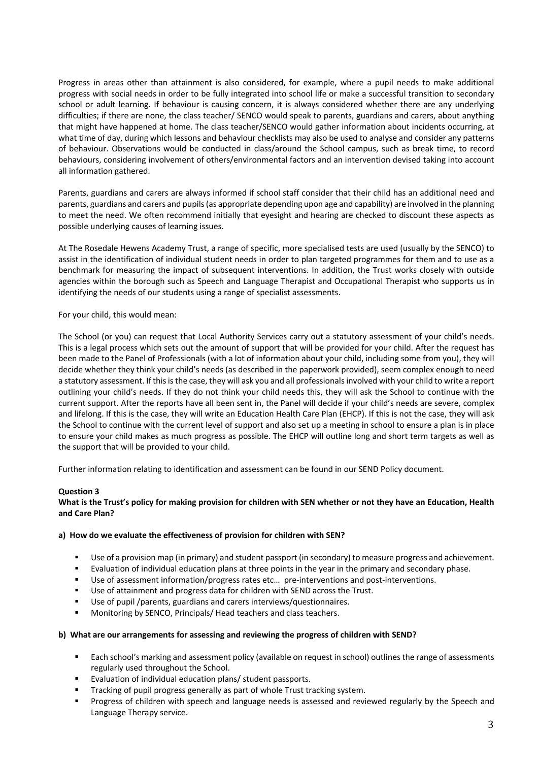Progress in areas other than attainment is also considered, for example, where a pupil needs to make additional progress with social needs in order to be fully integrated into school life or make a successful transition to secondary school or adult learning. If behaviour is causing concern, it is always considered whether there are any underlying difficulties; if there are none, the class teacher/ SENCO would speak to parents, guardians and carers, about anything that might have happened at home. The class teacher/SENCO would gather information about incidents occurring, at what time of day, during which lessons and behaviour checklists may also be used to analyse and consider any patterns of behaviour. Observations would be conducted in class/around the School campus, such as break time, to record behaviours, considering involvement of others/environmental factors and an intervention devised taking into account all information gathered.

Parents, guardians and carers are always informed if school staff consider that their child has an additional need and parents, guardians and carers and pupils (as appropriate depending upon age and capability) are involved in the planning to meet the need. We often recommend initially that eyesight and hearing are checked to discount these aspects as possible underlying causes of learning issues.

At The Rosedale Hewens Academy Trust, a range of specific, more specialised tests are used (usually by the SENCO) to assist in the identification of individual student needs in order to plan targeted programmes for them and to use as a benchmark for measuring the impact of subsequent interventions. In addition, the Trust works closely with outside agencies within the borough such as Speech and Language Therapist and Occupational Therapist who supports us in identifying the needs of our students using a range of specialist assessments.

For your child, this would mean:

The School (or you) can request that Local Authority Services carry out a statutory assessment of your child's needs. This is a legal process which sets out the amount of support that will be provided for your child. After the request has been made to the Panel of Professionals (with a lot of information about your child, including some from you), they will decide whether they think your child's needs (as described in the paperwork provided), seem complex enough to need a statutory assessment. If this is the case, they will ask you and all professionals involved with your child to write a report outlining your child's needs. If they do not think your child needs this, they will ask the School to continue with the current support. After the reports have all been sent in, the Panel will decide if your child's needs are severe, complex and lifelong. If this is the case, they will write an Education Health Care Plan (EHCP). If this is not the case, they will ask the School to continue with the current level of support and also set up a meeting in school to ensure a plan is in place to ensure your child makes as much progress as possible. The EHCP will outline long and short term targets as well as the support that will be provided to your child.

Further information relating to identification and assessment can be found in our SEND Policy document.

**Question 3**

**What is the Trust's policy for making provision for children with SEN whether or not they have an Education, Health and Care Plan?**

**a) How do we evaluate the effectiveness of provision for children with SEN?**

- Use of a provision map (in primary) and student passport (in secondary) to measure progress and achievement.
- Evaluation of individual education plans at three points in the year in the primary and secondary phase.
- Use of assessment information/progress rates etc… pre-interventions and post-interventions.
- Use of attainment and progress data for children with SEND across the Trust.
- Use of pupil /parents, guardians and carers interviews/questionnaires.
- Monitoring by SENCO, Principals/ Head teachers and class teachers.

**b) What are our arrangements for assessing and reviewing the progress of children with SEND?**

- Each school's marking and assessment policy (available on request in school) outlines the range of assessments regularly used throughout the School.
- Evaluation of individual education plans/ student passports.
- Tracking of pupil progress generally as part of whole Trust tracking system.
- Progress of children with speech and language needs is assessed and reviewed regularly by the Speech and Language Therapy service.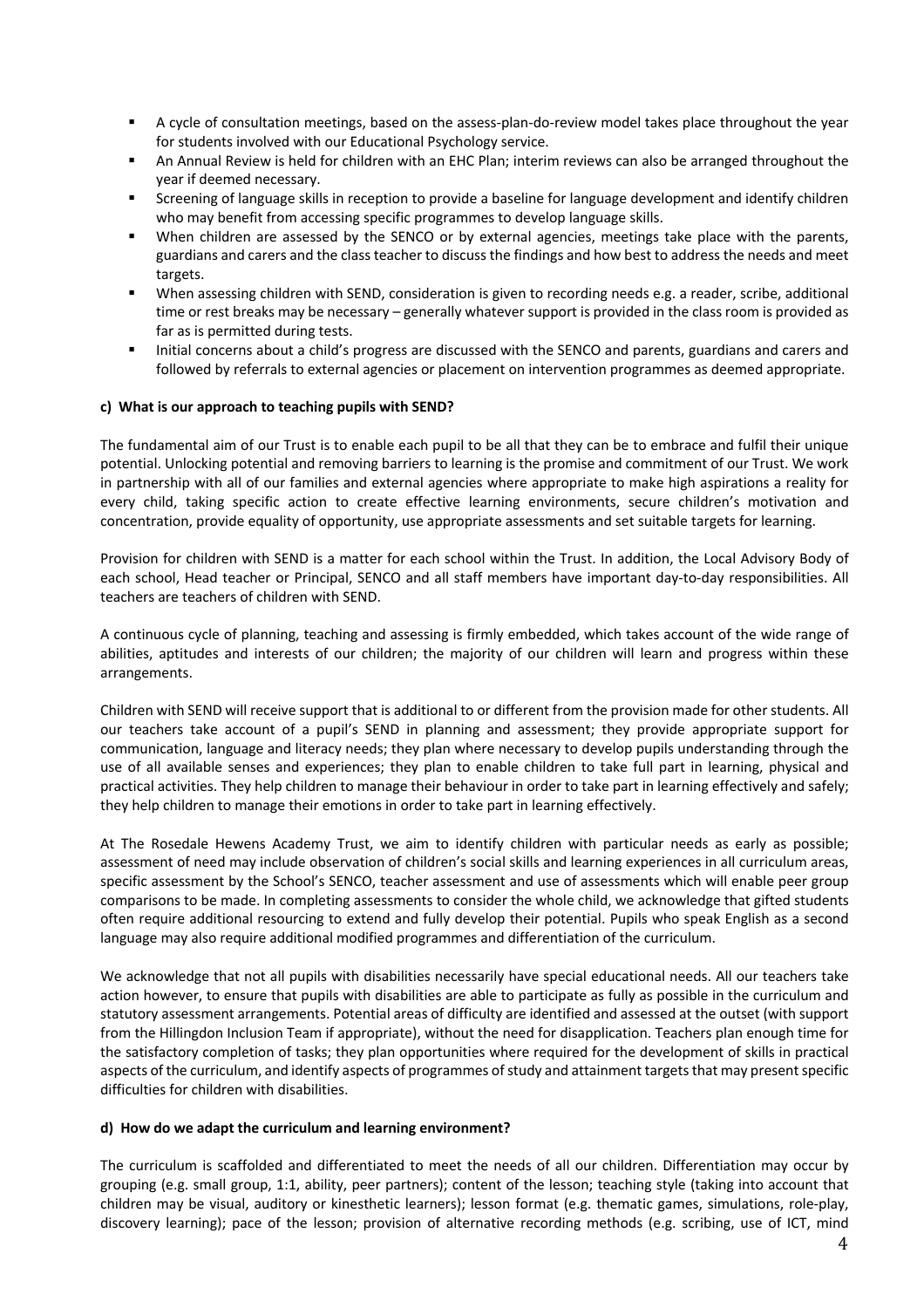- A cycle of consultation meetings, based on the assess-plan-do-review model takes place throughout the year for students involved with our Educational Psychology service.
- An Annual Review is held for children with an EHC Plan; interim reviews can also be arranged throughout the year if deemed necessary.
- Screening of language skills in reception to provide a baseline for language development and identify children who may benefit from accessing specific programmes to develop language skills.
- When children are assessed by the SENCO or by external agencies, meetings take place with the parents, guardians and carers and the class teacher to discuss the findings and how best to address the needs and meet targets.
- When assessing children with SEND, consideration is given to recording needs e.g. a reader, scribe, additional time or rest breaks may be necessary – generally whatever support is provided in the class room is provided as far as is permitted during tests.
- Initial concerns about a child's progress are discussed with the SENCO and parents, guardians and carers and followed by referrals to external agencies or placement on intervention programmes as deemed appropriate.

**c) What is our approach to teaching pupils with SEND?**

The fundamental aim of our Trust is to enable each pupil to be all that they can be to embrace and fulfil their unique potential. Unlocking potential and removing barriers to learning is the promise and commitment of our Trust. We work in partnership with all of our families and external agencies where appropriate to make high aspirations a reality for every child, taking specific action to create effective learning environments, secure children's motivation and concentration, provide equality of opportunity, use appropriate assessments and set suitable targets for learning.

Provision for children with SEND is a matter for each school within the Trust. In addition, the Local Advisory Body of each school, Head teacher or Principal, SENCO and all staff members have important day-to-day responsibilities. All teachers are teachers of children with SEND.

A continuous cycle of planning, teaching and assessing is firmly embedded, which takes account of the wide range of abilities, aptitudes and interests of our children; the majority of our children will learn and progress within these arrangements.

Children with SEND will receive support that is additional to or different from the provision made for other students. All our teachers take account of a pupil's SEND in planning and assessment; they provide appropriate support for communication, language and literacy needs; they plan where necessary to develop pupils understanding through the use of all available senses and experiences; they plan to enable children to take full part in learning, physical and practical activities. They help children to manage their behaviour in order to take part in learning effectively and safely; they help children to manage their emotions in order to take part in learning effectively.

At The Rosedale Hewens Academy Trust, we aim to identify children with particular needs as early as possible; assessment of need may include observation of children's social skills and learning experiences in all curriculum areas, specific assessment by the School's SENCO, teacher assessment and use of assessments which will enable peer group comparisons to be made. In completing assessments to consider the whole child, we acknowledge that gifted students often require additional resourcing to extend and fully develop their potential. Pupils who speak English as a second language may also require additional modified programmes and differentiation of the curriculum.

We acknowledge that not all pupils with disabilities necessarily have special educational needs. All our teachers take action however, to ensure that pupils with disabilities are able to participate as fully as possible in the curriculum and statutory assessment arrangements. Potential areas of difficulty are identified and assessed at the outset (with support from the Hillingdon Inclusion Team if appropriate), without the need for disapplication. Teachers plan enough time for the satisfactory completion of tasks; they plan opportunities where required for the development of skills in practical aspects of the curriculum, and identify aspects of programmes of study and attainment targets that may present specific difficulties for children with disabilities.

**d) How do we adapt the curriculum and learning environment?**

The curriculum is scaffolded and differentiated to meet the needs of all our children. Differentiation may occur by grouping (e.g. small group, 1:1, ability, peer partners); content of the lesson; teaching style (taking into account that children may be visual, auditory or kinesthetic learners); lesson format (e.g. thematic games, simulations, role-play, discovery learning); pace of the lesson; provision of alternative recording methods (e.g. scribing, use of ICT, mind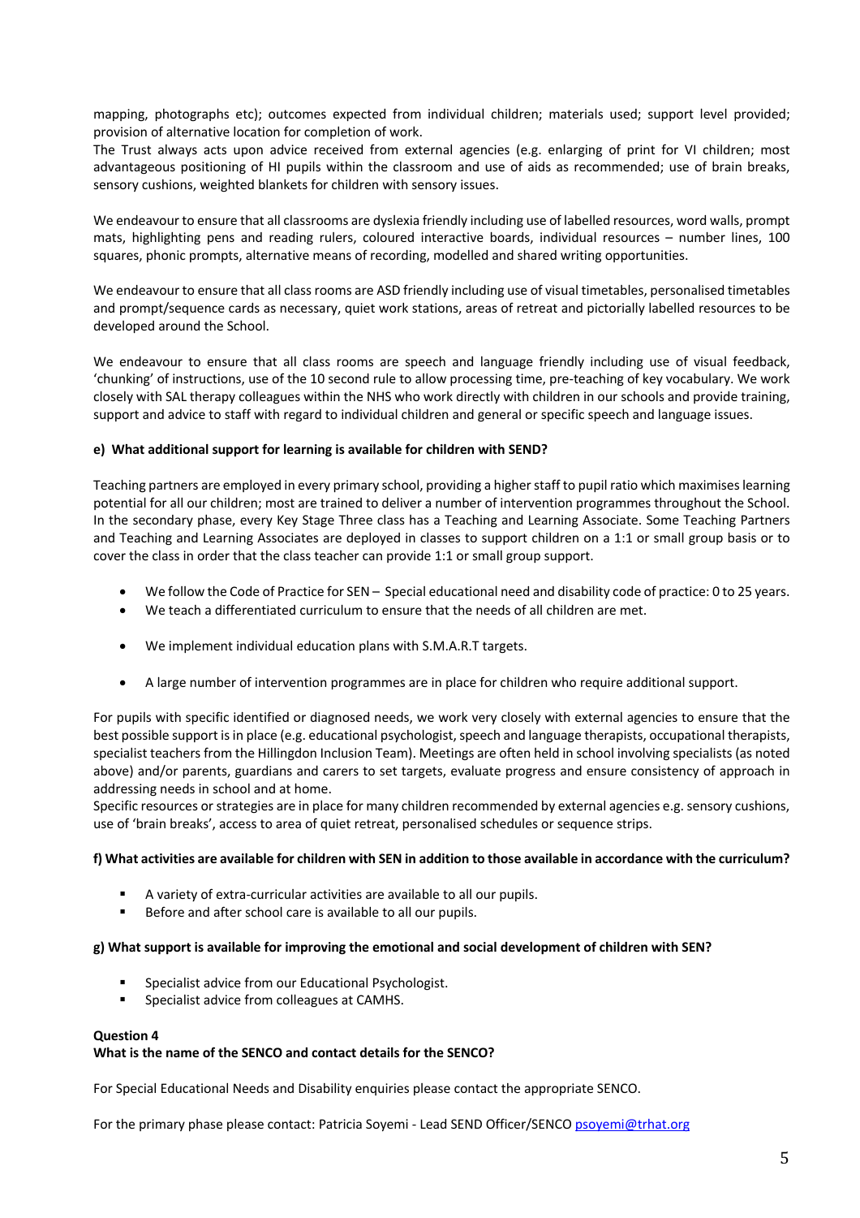mapping, photographs etc); outcomes expected from individual children; materials used; support level provided; provision of alternative location for completion of work.
The Trust always acts upon advice received from external agencies (e.g. enlarging of print for VI children; most advantageous positioning of HI pupils within the classroom and use of aids as recommended; use of brain breaks, sensory cushions, weighted blankets for children with sensory issues.

We endeavour to ensure that all classrooms are dyslexia friendly including use of labelled resources, word walls, prompt mats, highlighting pens and reading rulers, coloured interactive boards, individual resources – number lines, 100 squares, phonic prompts, alternative means of recording, modelled and shared writing opportunities.

We endeavour to ensure that all class rooms are ASD friendly including use of visual timetables, personalised timetables and prompt/sequence cards as necessary, quiet work stations, areas of retreat and pictorially labelled resources to be developed around the School.

We endeavour to ensure that all class rooms are speech and language friendly including use of visual feedback, 'chunking' of instructions, use of the 10 second rule to allow processing time, pre-teaching of key vocabulary. We work closely with SAL therapy colleagues within the NHS who work directly with children in our schools and provide training, support and advice to staff with regard to individual children and general or specific speech and language issues.

**e) What additional support for learning is available for children with SEND?**

Teaching partners are employed in every primary school, providing a higher staff to pupil ratio which maximises learning potential for all our children; most are trained to deliver a number of intervention programmes throughout the School. In the secondary phase, every Key Stage Three class has a Teaching and Learning Associate. Some Teaching Partners and Teaching and Learning Associates are deployed in classes to support children on a 1:1 or small group basis or to cover the class in order that the class teacher can provide 1:1 or small group support.

- We follow the Code of Practice for SEN – Special educational need and disability code of practice: 0 to 25 years.
- We teach a differentiated curriculum to ensure that the needs of all children are met.
- We implement individual education plans with S.M.A.R.T targets.
- A large number of intervention programmes are in place for children who require additional support.

For pupils with specific identified or diagnosed needs, we work very closely with external agencies to ensure that the best possible support is in place (e.g. educational psychologist, speech and language therapists, occupational therapists, specialist teachers from the Hillingdon Inclusion Team). Meetings are often held in school involving specialists (as noted above) and/or parents, guardians and carers to set targets, evaluate progress and ensure consistency of approach in addressing needs in school and at home.
Specific resources or strategies are in place for many children recommended by external agencies e.g. sensory cushions, use of 'brain breaks', access to area of quiet retreat, personalised schedules or sequence strips.

**f) What activities are available for children with SEN in addition to those available in accordance with the curriculum?**

- A variety of extra-curricular activities are available to all our pupils.
- Before and after school care is available to all our pupils.

**g) What support is available for improving the emotional and social development of children with SEN?**

- Specialist advice from our Educational Psychologist.
- Specialist advice from colleagues at CAMHS.

**Question 4**
**What is the name of the SENCO and contact details for the SENCO?**

For Special Educational Needs and Disability enquiries please contact the appropriate SENCO.

For the primary phase please contact: Patricia Soyemi - Lead SEND Officer/SENCO psoyemi@trhat.org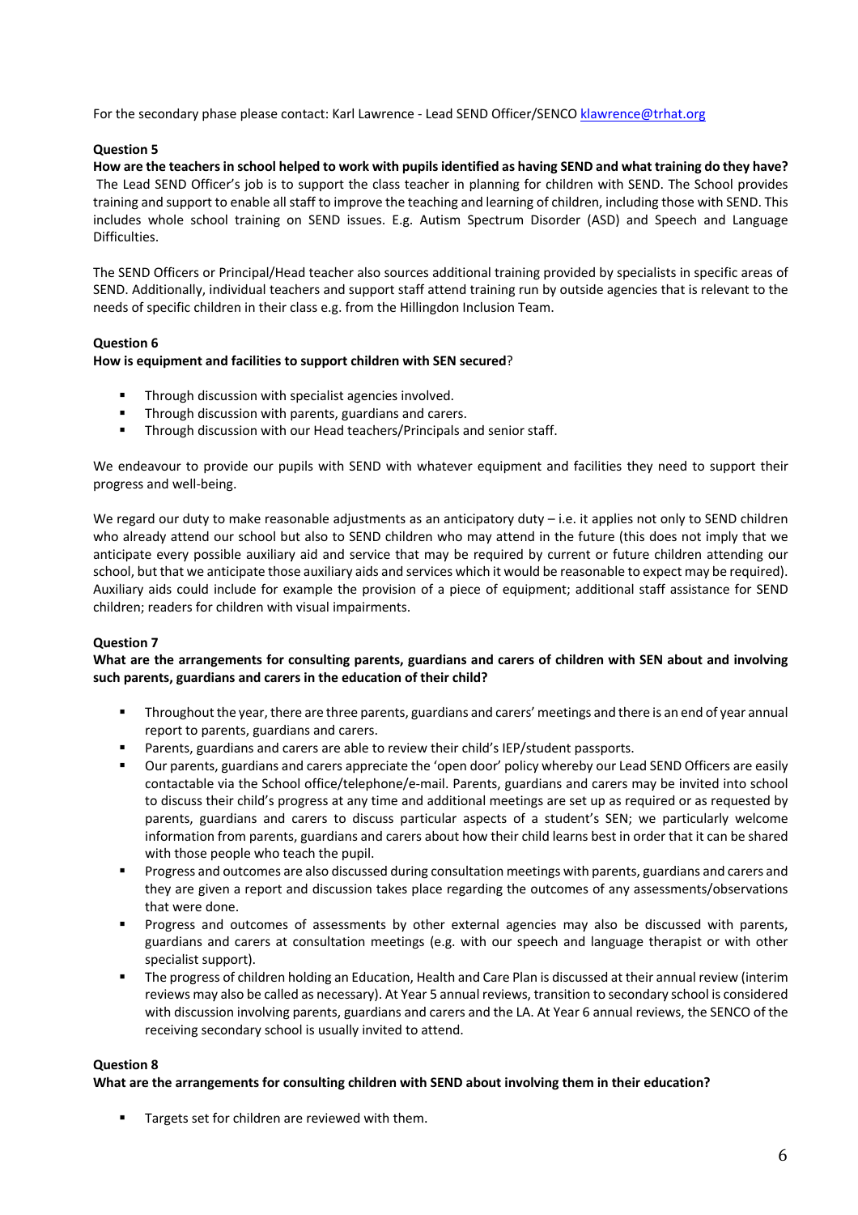For the secondary phase please contact: Karl Lawrence - Lead SEND Officer/SENCO [klawrence@trhat.org](mailto:klawrence@trhat.org)

**Question 5**

**How are the teachers in school helped to work with pupils identified as having SEND and what training do they have?**

The Lead SEND Officer's job is to support the class teacher in planning for children with SEND. The School provides training and support to enable all staff to improve the teaching and learning of children, including those with SEND. This includes whole school training on SEND issues. E.g. Autism Spectrum Disorder (ASD) and Speech and Language Difficulties.

The SEND Officers or Principal/Head teacher also sources additional training provided by specialists in specific areas of SEND. Additionally, individual teachers and support staff attend training run by outside agencies that is relevant to the needs of specific children in their class e.g. from the Hillingdon Inclusion Team.

**Question 6**

**How is equipment and facilities to support children with SEN secured**?

- Through discussion with specialist agencies involved.
- Through discussion with parents, guardians and carers.
- Through discussion with our Head teachers/Principals and senior staff.

We endeavour to provide our pupils with SEND with whatever equipment and facilities they need to support their progress and well-being.

We regard our duty to make reasonable adjustments as an anticipatory duty – i.e. it applies not only to SEND children who already attend our school but also to SEND children who may attend in the future (this does not imply that we anticipate every possible auxiliary aid and service that may be required by current or future children attending our school, but that we anticipate those auxiliary aids and services which it would be reasonable to expect may be required). Auxiliary aids could include for example the provision of a piece of equipment; additional staff assistance for SEND children; readers for children with visual impairments.

**Question 7**

**What are the arrangements for consulting parents, guardians and carers of children with SEN about and involving such parents, guardians and carers in the education of their child?**

- Throughout the year, there are three parents, guardians and carers' meetings and there is an end of year annual report to parents, guardians and carers.
- Parents, guardians and carers are able to review their child's IEP/student passports.
- Our parents, guardians and carers appreciate the 'open door' policy whereby our Lead SEND Officers are easily contactable via the School office/telephone/e-mail. Parents, guardians and carers may be invited into school to discuss their child's progress at any time and additional meetings are set up as required or as requested by parents, guardians and carers to discuss particular aspects of a student's SEN; we particularly welcome information from parents, guardians and carers about how their child learns best in order that it can be shared with those people who teach the pupil.
- Progress and outcomes are also discussed during consultation meetings with parents, guardians and carers and they are given a report and discussion takes place regarding the outcomes of any assessments/observations that were done.
- Progress and outcomes of assessments by other external agencies may also be discussed with parents, guardians and carers at consultation meetings (e.g. with our speech and language therapist or with other specialist support).
- The progress of children holding an Education, Health and Care Plan is discussed at their annual review (interim reviews may also be called as necessary). At Year 5 annual reviews, transition to secondary school is considered with discussion involving parents, guardians and carers and the LA. At Year 6 annual reviews, the SENCO of the receiving secondary school is usually invited to attend.

**Question 8**

**What are the arrangements for consulting children with SEND about involving them in their education?**

- Targets set for children are reviewed with them.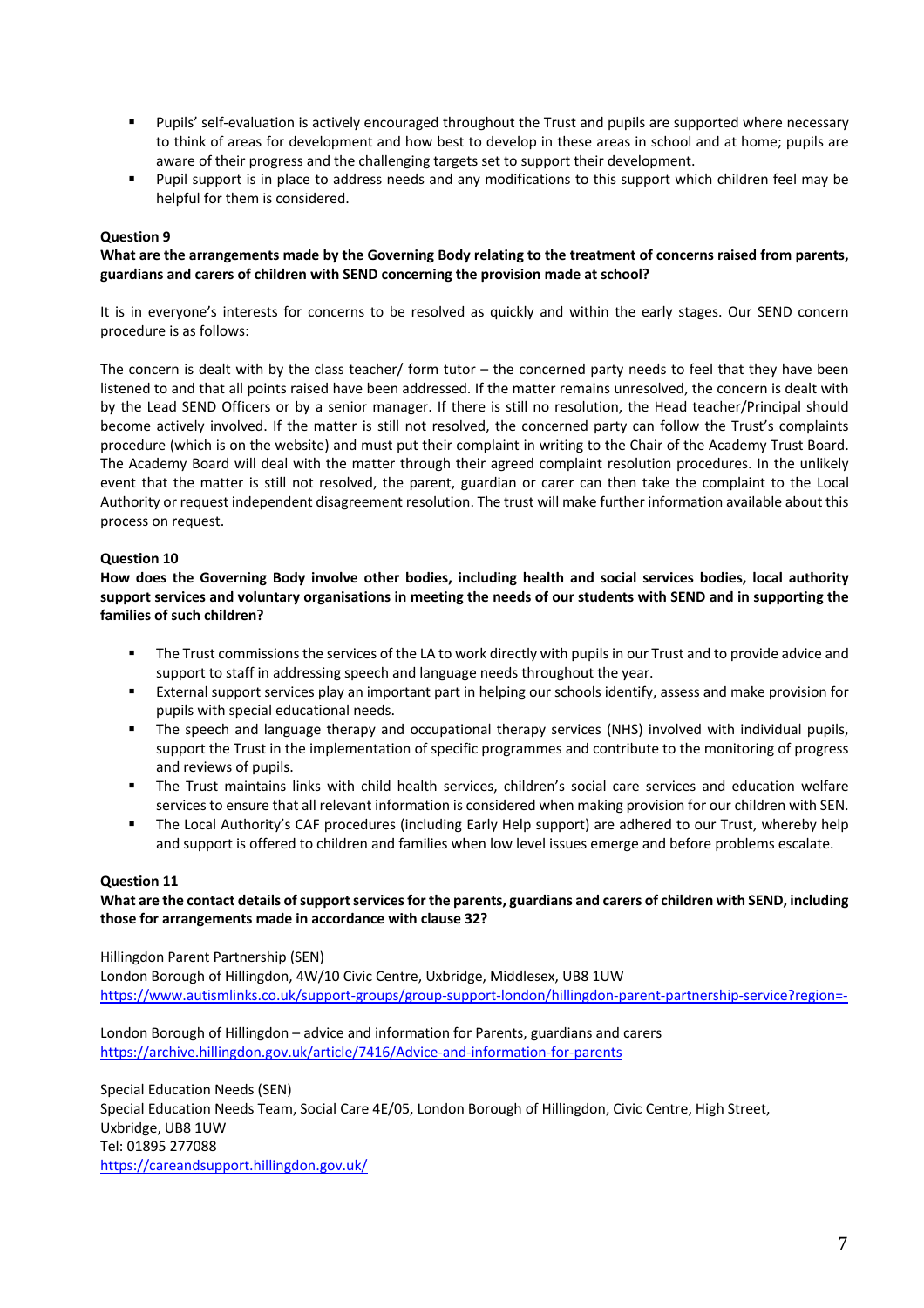- Pupils' self-evaluation is actively encouraged throughout the Trust and pupils are supported where necessary to think of areas for development and how best to develop in these areas in school and at home; pupils are aware of their progress and the challenging targets set to support their development.
- Pupil support is in place to address needs and any modifications to this support which children feel may be helpful for them is considered.

**Question 9**

**What are the arrangements made by the Governing Body relating to the treatment of concerns raised from parents, guardians and carers of children with SEND concerning the provision made at school?**

It is in everyone's interests for concerns to be resolved as quickly and within the early stages. Our SEND concern procedure is as follows:

The concern is dealt with by the class teacher/ form tutor – the concerned party needs to feel that they have been listened to and that all points raised have been addressed. If the matter remains unresolved, the concern is dealt with by the Lead SEND Officers or by a senior manager. If there is still no resolution, the Head teacher/Principal should become actively involved. If the matter is still not resolved, the concerned party can follow the Trust's complaints procedure (which is on the website) and must put their complaint in writing to the Chair of the Academy Trust Board. The Academy Board will deal with the matter through their agreed complaint resolution procedures. In the unlikely event that the matter is still not resolved, the parent, guardian or carer can then take the complaint to the Local Authority or request independent disagreement resolution. The trust will make further information available about this process on request.

**Question 10**

**How does the Governing Body involve other bodies, including health and social services bodies, local authority support services and voluntary organisations in meeting the needs of our students with SEND and in supporting the families of such children?**

- The Trust commissions the services of the LA to work directly with pupils in our Trust and to provide advice and support to staff in addressing speech and language needs throughout the year.
- External support services play an important part in helping our schools identify, assess and make provision for pupils with special educational needs.
- The speech and language therapy and occupational therapy services (NHS) involved with individual pupils, support the Trust in the implementation of specific programmes and contribute to the monitoring of progress and reviews of pupils.
- The Trust maintains links with child health services, children's social care services and education welfare services to ensure that all relevant information is considered when making provision for our children with SEN.
- The Local Authority's CAF procedures (including Early Help support) are adhered to our Trust, whereby help and support is offered to children and families when low level issues emerge and before problems escalate.

**Question 11**

**What are the contact details of support services for the parents, guardians and carers of children with SEND, including those for arrangements made in accordance with clause 32?**

Hillingdon Parent Partnership (SEN)
London Borough of Hillingdon, 4W/10 Civic Centre, Uxbridge, Middlesex, UB8 1UW
https://www.autismlinks.co.uk/support-groups/group-support-london/hillingdon-parent-partnership-service?region=-

London Borough of Hillingdon – advice and information for Parents, guardians and carers
https://archive.hillingdon.gov.uk/article/7416/Advice-and-information-for-parents

Special Education Needs (SEN)
Special Education Needs Team, Social Care 4E/05, London Borough of Hillingdon, Civic Centre, High Street, Uxbridge, UB8 1UW
Tel: 01895 277088
https://careandsupport.hillingdon.gov.uk/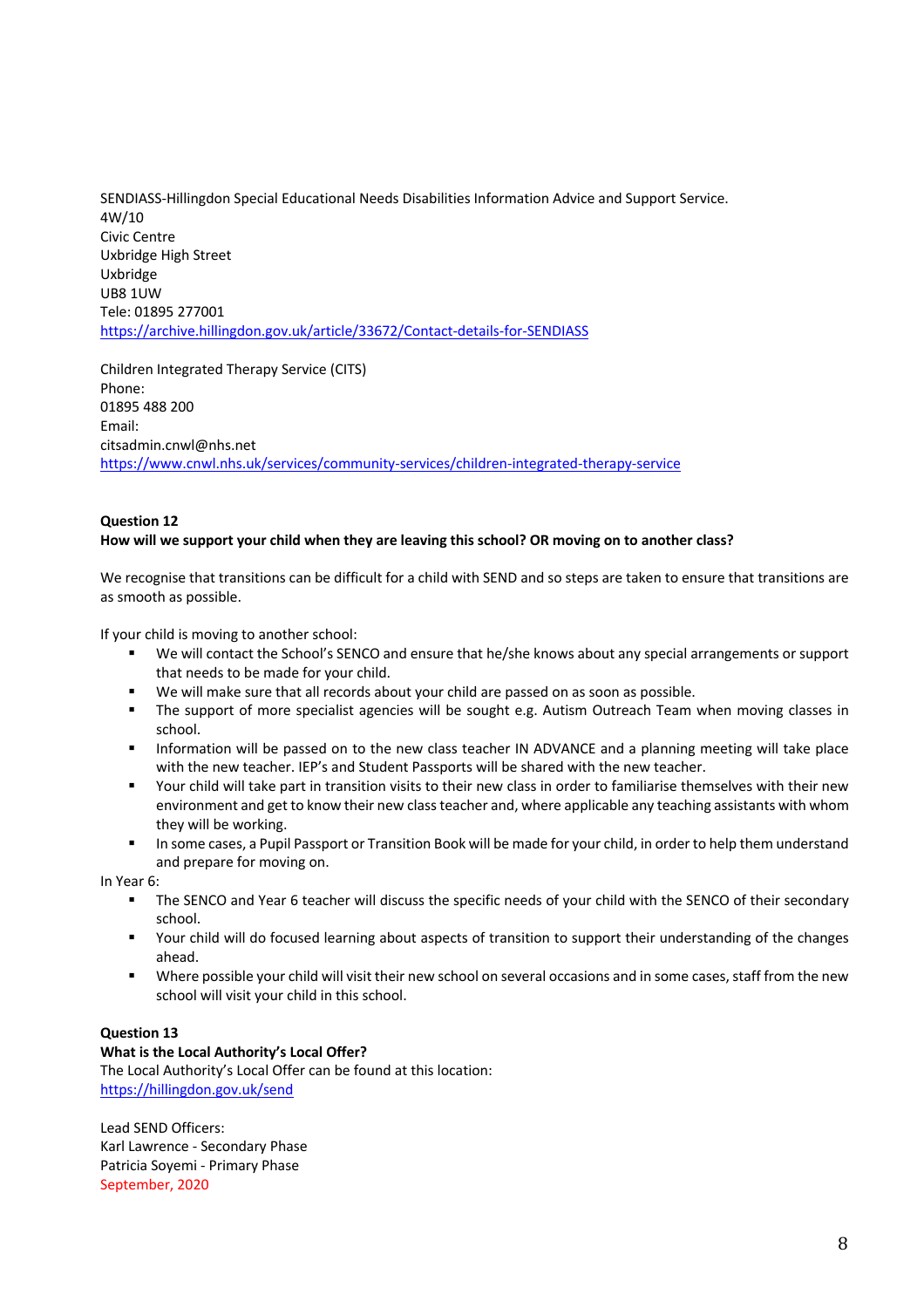SENDIASS-Hillingdon Special Educational Needs Disabilities Information Advice and Support Service.
4W/10
Civic Centre
Uxbridge High Street
Uxbridge
UB8 1UW
Tele: 01895 277001
https://archive.hillingdon.gov.uk/article/33672/Contact-details-for-SENDIASS

Children Integrated Therapy Service (CITS)
Phone:
01895 488 200
Email:
citsadmin.cnwl@nhs.net
https://www.cnwl.nhs.uk/services/community-services/children-integrated-therapy-service

**Question 12**
**How will we support your child when they are leaving this school? OR moving on to another class?**

We recognise that transitions can be difficult for a child with SEND and so steps are taken to ensure that transitions are as smooth as possible.

If your child is moving to another school:

- We will contact the School's SENCO and ensure that he/she knows about any special arrangements or support that needs to be made for your child.
- We will make sure that all records about your child are passed on as soon as possible.
- The support of more specialist agencies will be sought e.g. Autism Outreach Team when moving classes in school.
- Information will be passed on to the new class teacher IN ADVANCE and a planning meeting will take place with the new teacher. IEP's and Student Passports will be shared with the new teacher.
- Your child will take part in transition visits to their new class in order to familiarise themselves with their new environment and get to know their new class teacher and, where applicable any teaching assistants with whom they will be working.
- In some cases, a Pupil Passport or Transition Book will be made for your child, in order to help them understand and prepare for moving on.

In Year 6:

- The SENCO and Year 6 teacher will discuss the specific needs of your child with the SENCO of their secondary school.
- Your child will do focused learning about aspects of transition to support their understanding of the changes ahead.
- Where possible your child will visit their new school on several occasions and in some cases, staff from the new school will visit your child in this school.

**Question 13**
**What is the Local Authority's Local Offer?**
The Local Authority's Local Offer can be found at this location:
https://hillingdon.gov.uk/send

Lead SEND Officers:
Karl Lawrence - Secondary Phase
Patricia Soyemi - Primary Phase
September, 2020